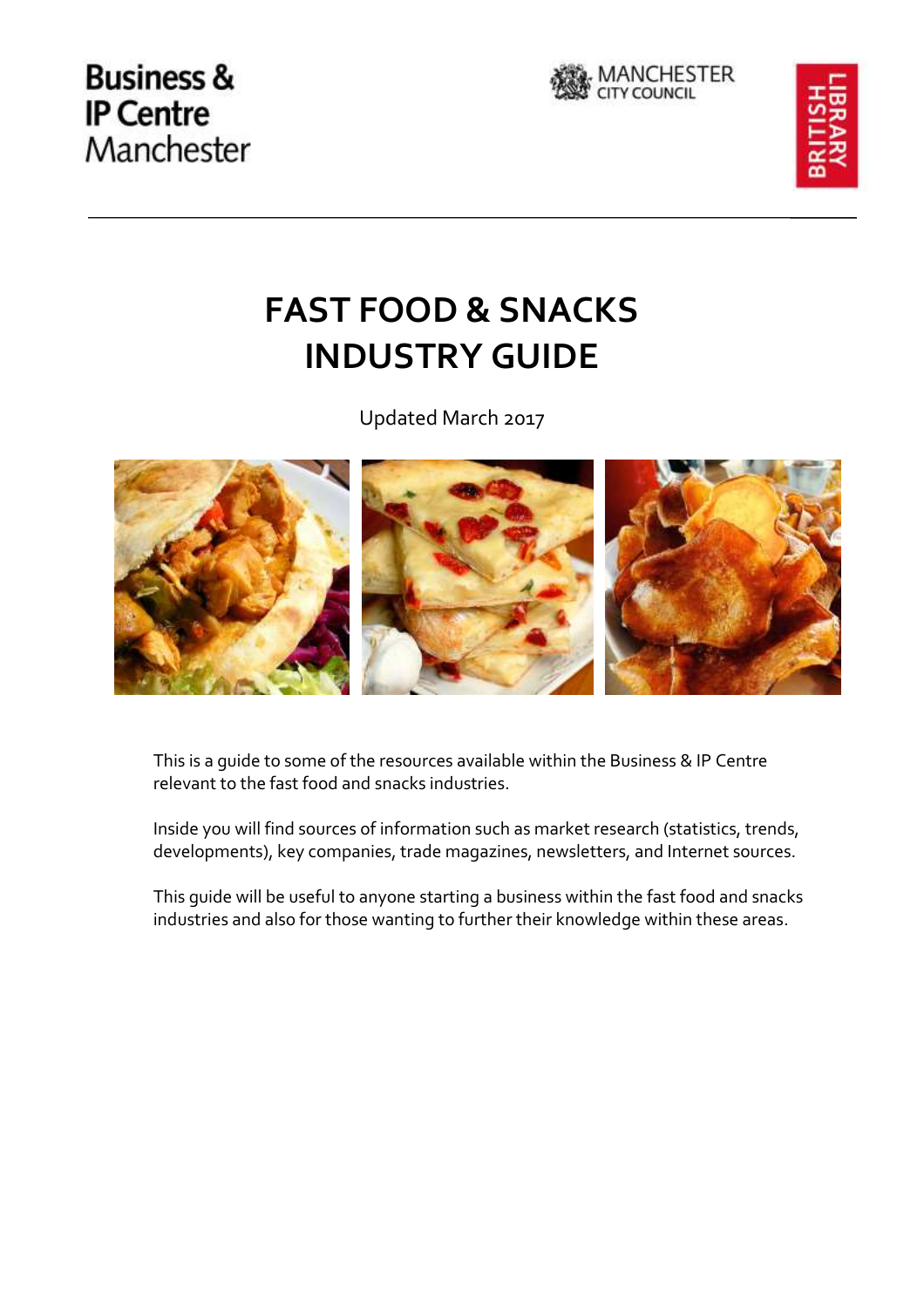Business & IP Centre Manchester

MANCHESTER CITY COUNCIL

BRITISH LIBRARY

# FAST FOOD & SNACKS INDUSTRY GUIDE

Updated March 2017

This is a guide to some of the resources available within the Business & IP Centre relevant to the fast food and snacks industries.

Inside you will find sources of information such as market research (statistics, trends, developments), key companies, trade magazines, newsletters, and Internet sources.

This guide will be useful to anyone starting a business within the fast food and snacks industries and also for those wanting to further their knowledge within these areas.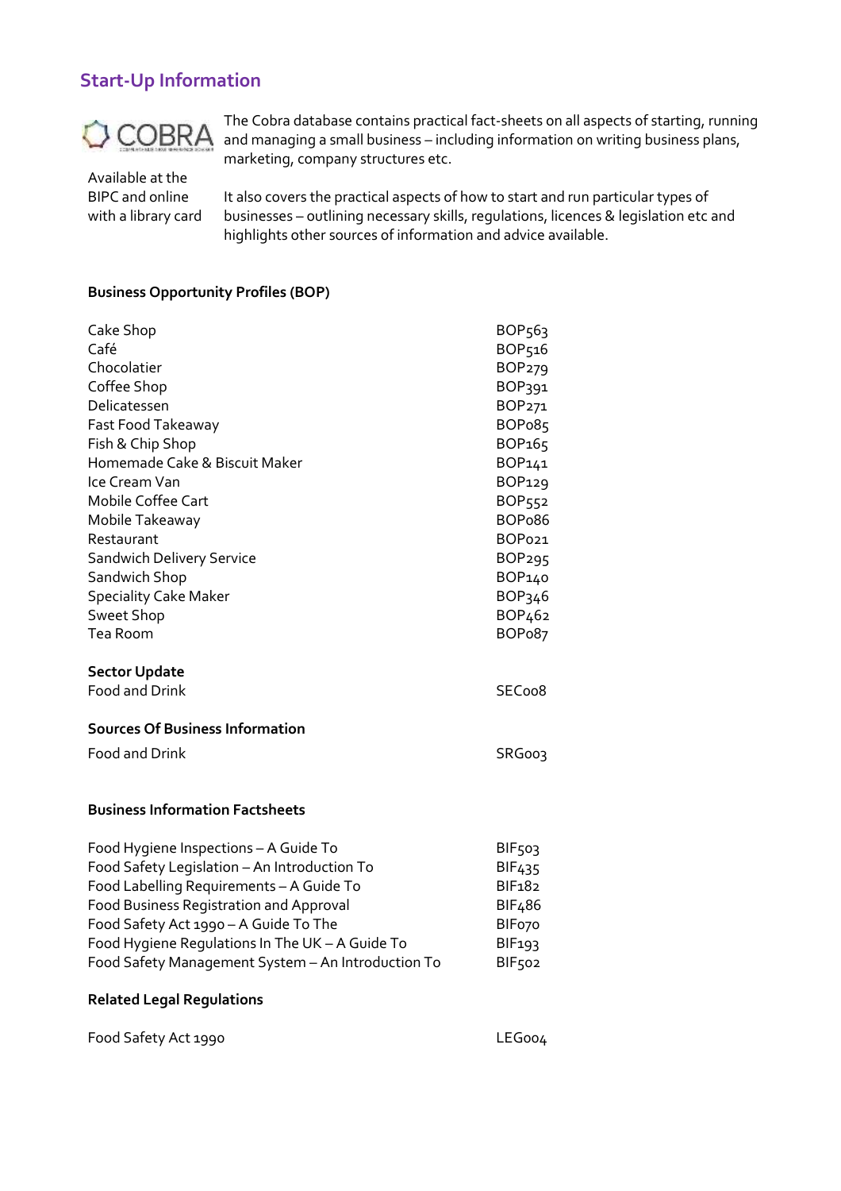## Start-Up Information

COBRA

Available at the BIPC and online with a library card

The Cobra database contains practical fact-sheets on all aspects of starting, running and managing a small business – including information on writing business plans, marketing, company structures etc.

It also covers the practical aspects of how to start and run particular types of businesses – outlining necessary skills, regulations, licences & legislation etc and highlights other sources of information and advice available.

**Business Opportunity Profiles (BOP)**

| | |
|---|---|
| Cake Shop | BOP563 |
| Café | BOP516 |
| Chocolatier | BOP279 |
| Coffee Shop | BOP391 |
| Delicatessen | BOP271 |
| Fast Food Takeaway | BOP085 |
| Fish & Chip Shop | BOP165 |
| Homemade Cake & Biscuit Maker | BOP141 |
| Ice Cream Van | BOP129 |
| Mobile Coffee Cart | BOP552 |
| Mobile Takeaway | BOP086 |
| Restaurant | BOP021 |
| Sandwich Delivery Service | BOP295 |
| Sandwich Shop | BOP140 |
| Speciality Cake Maker | BOP346 |
| Sweet Shop | BOP462 |
| Tea Room | BOP087 |

**Sector Update**

| | |
|---|---|
| Food and Drink | SEC008 |

**Sources Of Business Information**

| | |
|---|---|
| Food and Drink | SRG003 |

**Business Information Factsheets**

| | |
|---|---|
| Food Hygiene Inspections – A Guide To | BIF503 |
| Food Safety Legislation – An Introduction To | BIF435 |
| Food Labelling Requirements – A Guide To | BIF182 |
| Food Business Registration and Approval | BIF486 |
| Food Safety Act 1990 – A Guide To The | BIF070 |
| Food Hygiene Regulations In The UK – A Guide To | BIF193 |
| Food Safety Management System – An Introduction To | BIF502 |

**Related Legal Regulations**

| | |
|---|---|
| Food Safety Act 1990 | LEG004 |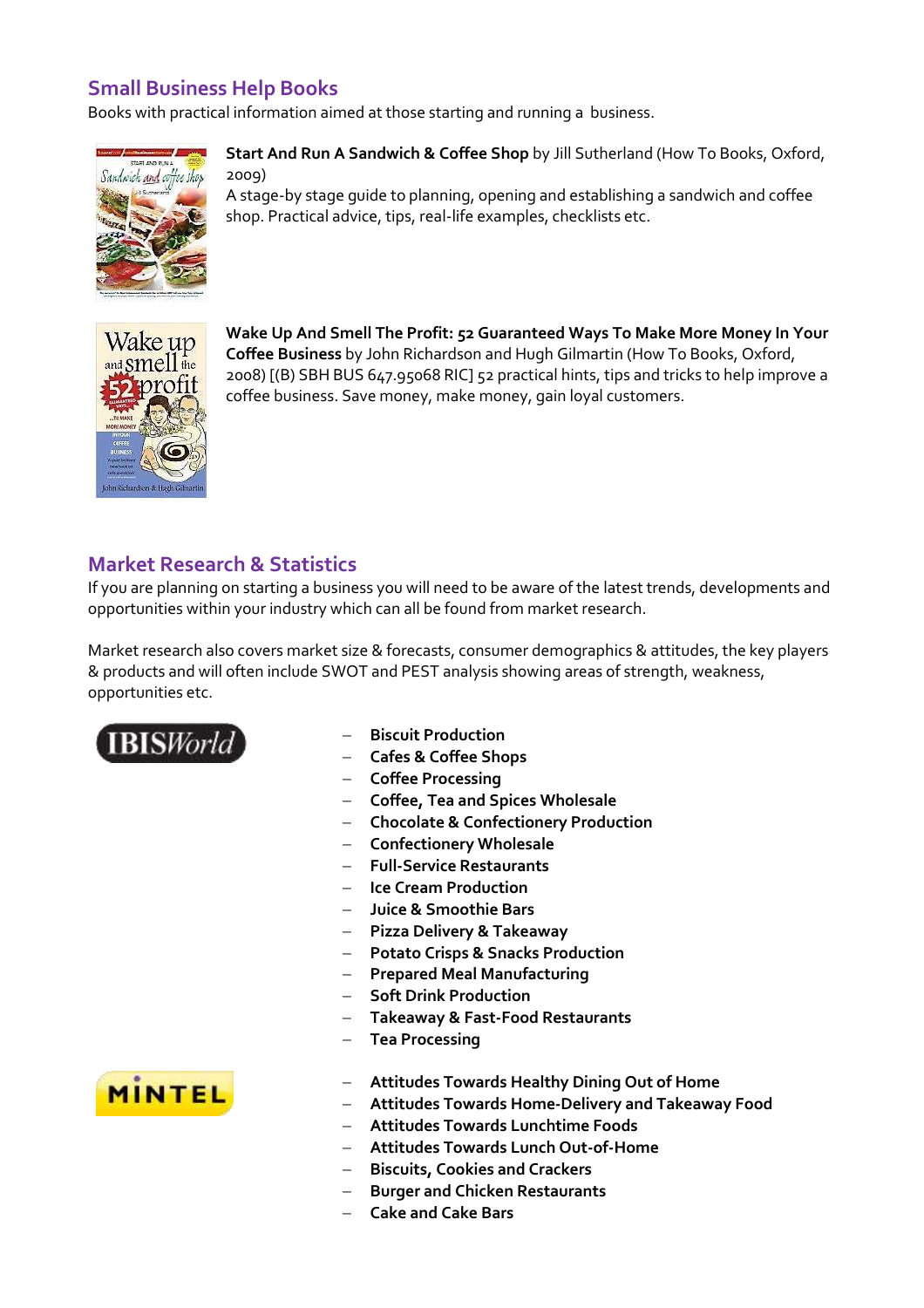## Small Business Help Books

Books with practical information aimed at those starting and running a business.

**Start And Run A Sandwich & Coffee Shop** by Jill Sutherland (How To Books, Oxford, 2009)
A stage-by stage guide to planning, opening and establishing a sandwich and coffee shop. Practical advice, tips, real-life examples, checklists etc.

**Wake Up And Smell The Profit: 52 Guaranteed Ways To Make More Money In Your Coffee Business** by John Richardson and Hugh Gilmartin (How To Books, Oxford, 2008) [(B) SBH BUS 647.95068 RIC] 52 practical hints, tips and tricks to help improve a coffee business. Save money, make money, gain loyal customers.

## Market Research & Statistics

If you are planning on starting a business you will need to be aware of the latest trends, developments and opportunities within your industry which can all be found from market research.

Market research also covers market size & forecasts, consumer demographics & attitudes, the key players & products and will often include SWOT and PEST analysis showing areas of strength, weakness, opportunities etc.

IBISWorld

- **Biscuit Production**
- **Cafes & Coffee Shops**
- **Coffee Processing**
- **Coffee, Tea and Spices Wholesale**
- **Chocolate & Confectionery Production**
- **Confectionery Wholesale**
- **Full-Service Restaurants**
- **Ice Cream Production**
- **Juice & Smoothie Bars**
- **Pizza Delivery & Takeaway**
- **Potato Crisps & Snacks Production**
- **Prepared Meal Manufacturing**
- **Soft Drink Production**
- **Takeaway & Fast-Food Restaurants**
- **Tea Processing**

MINTEL

- **Attitudes Towards Healthy Dining Out of Home**
- **Attitudes Towards Home-Delivery and Takeaway Food**
- **Attitudes Towards Lunchtime Foods**
- **Attitudes Towards Lunch Out-of-Home**
- **Biscuits, Cookies and Crackers**
- **Burger and Chicken Restaurants**
- **Cake and Cake Bars**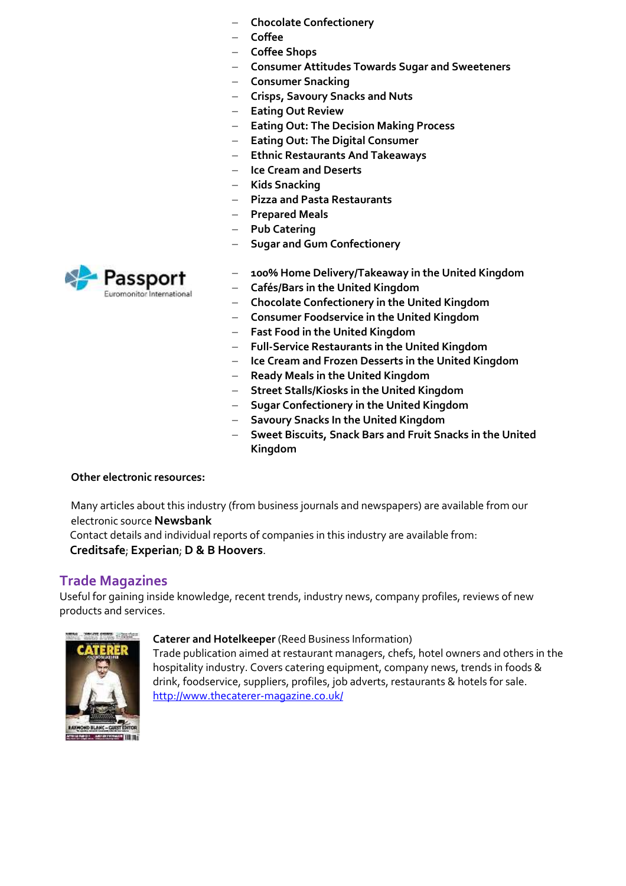- **Chocolate Confectionery**
- **Coffee**
- **Coffee Shops**
- **Consumer Attitudes Towards Sugar and Sweeteners**
- **Consumer Snacking**
- **Crisps, Savoury Snacks and Nuts**
- **Eating Out Review**
- **Eating Out: The Decision Making Process**
- **Eating Out: The Digital Consumer**
- **Ethnic Restaurants And Takeaways**
- **Ice Cream and Deserts**
- **Kids Snacking**
- **Pizza and Pasta Restaurants**
- **Prepared Meals**
- **Pub Catering**
- **Sugar and Gum Confectionery**

Passport
Euromonitor International

- **100% Home Delivery/Takeaway in the United Kingdom**
- **Cafés/Bars in the United Kingdom**
- **Chocolate Confectionery in the United Kingdom**
- **Consumer Foodservice in the United Kingdom**
- **Fast Food in the United Kingdom**
- **Full-Service Restaurants in the United Kingdom**
- **Ice Cream and Frozen Desserts in the United Kingdom**
- **Ready Meals in the United Kingdom**
- **Street Stalls/Kiosks in the United Kingdom**
- **Sugar Confectionery in the United Kingdom**
- **Savoury Snacks In the United Kingdom**
- **Sweet Biscuits, Snack Bars and Fruit Snacks in the United Kingdom**

**Other electronic resources:**

Many articles about this industry (from business journals and newspapers) are available from our electronic source **Newsbank**
Contact details and individual reports of companies in this industry are available from:
**Creditsafe**; **Experian**; **D & B Hoovers**.

## Trade Magazines

Useful for gaining inside knowledge, recent trends, industry news, company profiles, reviews of new products and services.

**Caterer and Hotelkeeper** (Reed Business Information)
Trade publication aimed at restaurant managers, chefs, hotel owners and others in the hospitality industry. Covers catering equipment, company news, trends in foods & drink, foodservice, suppliers, profiles, job adverts, restaurants & hotels for sale.
http://www.thecaterer-magazine.co.uk/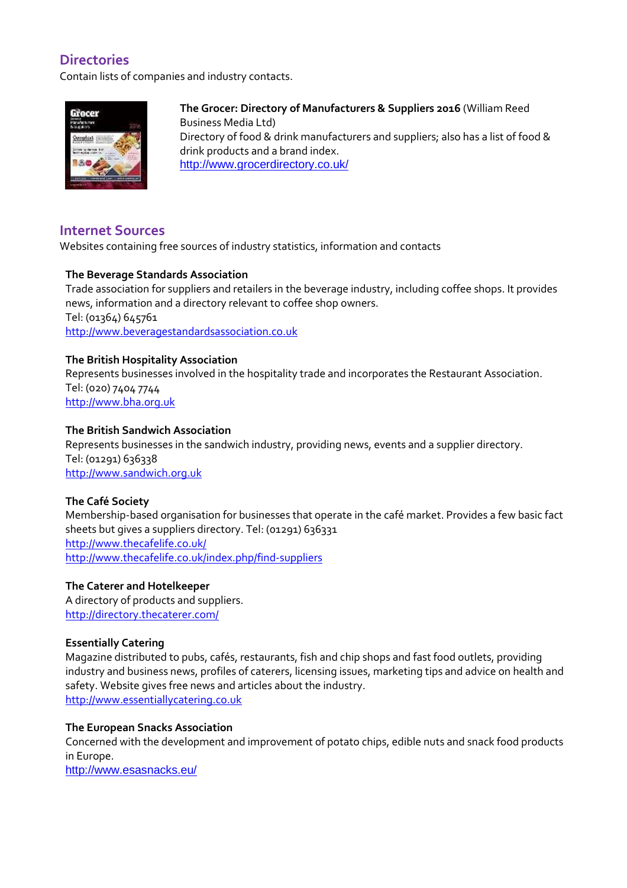## Directories

Contain lists of companies and industry contacts.

**The Grocer: Directory of Manufacturers & Suppliers 2016** (William Reed Business Media Ltd)
Directory of food & drink manufacturers and suppliers; also has a list of food & drink products and a brand index.
http://www.grocerdirectory.co.uk/

## Internet Sources

Websites containing free sources of industry statistics, information and contacts

**The Beverage Standards Association**
Trade association for suppliers and retailers in the beverage industry, including coffee shops. It provides news, information and a directory relevant to coffee shop owners.
Tel: (01364) 645761
http://www.beveragestandardsassociation.co.uk

**The British Hospitality Association**
Represents businesses involved in the hospitality trade and incorporates the Restaurant Association.
Tel: (020) 7404 7744
http://www.bha.org.uk

**The British Sandwich Association**
Represents businesses in the sandwich industry, providing news, events and a supplier directory.
Tel: (01291) 636338
http://www.sandwich.org.uk

**The Café Society**
Membership-based organisation for businesses that operate in the café market. Provides a few basic fact sheets but gives a suppliers directory. Tel: (01291) 636331
http://www.thecafelife.co.uk/
http://www.thecafelife.co.uk/index.php/find-suppliers

**The Caterer and Hotelkeeper**
A directory of products and suppliers.
http://directory.thecaterer.com/

**Essentially Catering**
Magazine distributed to pubs, cafés, restaurants, fish and chip shops and fast food outlets, providing industry and business news, profiles of caterers, licensing issues, marketing tips and advice on health and safety. Website gives free news and articles about the industry.
http://www.essentiallycatering.co.uk

**The European Snacks Association**
Concerned with the development and improvement of potato chips, edible nuts and snack food products in Europe.
http://www.esasnacks.eu/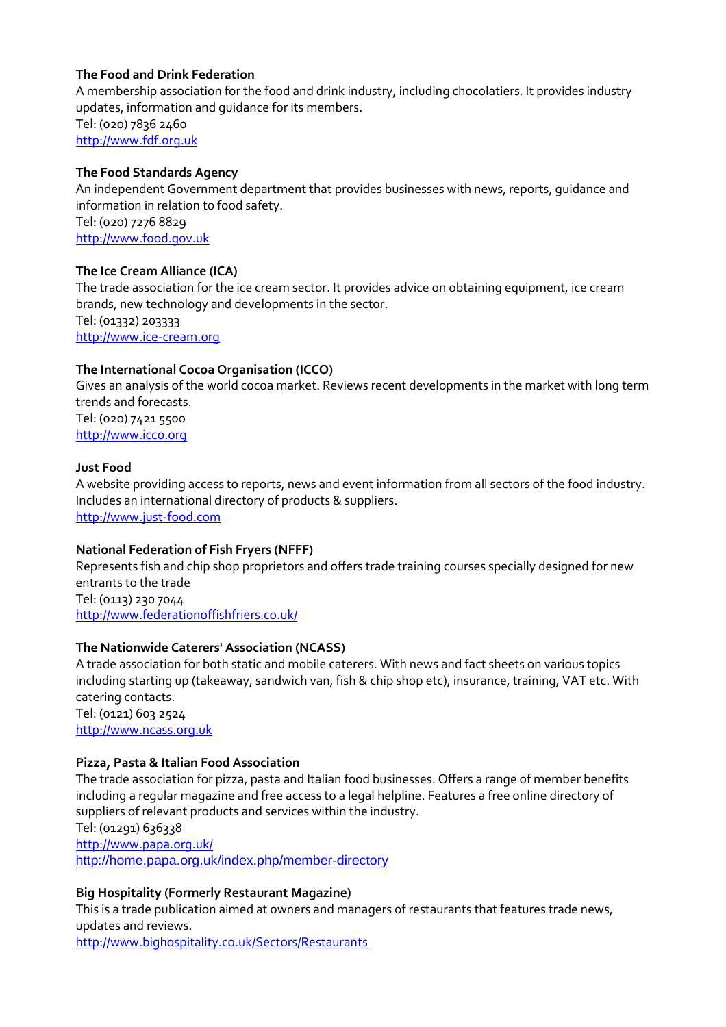**The Food and Drink Federation**
A membership association for the food and drink industry, including chocolatiers. It provides industry updates, information and guidance for its members.
Tel: (020) 7836 2460
http://www.fdf.org.uk

**The Food Standards Agency**
An independent Government department that provides businesses with news, reports, guidance and information in relation to food safety.
Tel: (020) 7276 8829
http://www.food.gov.uk

**The Ice Cream Alliance (ICA)**
The trade association for the ice cream sector. It provides advice on obtaining equipment, ice cream brands, new technology and developments in the sector.
Tel: (01332) 203333
http://www.ice-cream.org

**The International Cocoa Organisation (ICCO)**
Gives an analysis of the world cocoa market. Reviews recent developments in the market with long term trends and forecasts.
Tel: (020) 7421 5500
http://www.icco.org

**Just Food**
A website providing access to reports, news and event information from all sectors of the food industry. Includes an international directory of products & suppliers.
http://www.just-food.com

**National Federation of Fish Fryers (NFFF)**
Represents fish and chip shop proprietors and offers trade training courses specially designed for new entrants to the trade
Tel: (0113) 230 7044
http://www.federationoffishfriers.co.uk/

**The Nationwide Caterers' Association (NCASS)**
A trade association for both static and mobile caterers. With news and fact sheets on various topics including starting up (takeaway, sandwich van, fish & chip shop etc), insurance, training, VAT etc. With catering contacts.
Tel: (0121) 603 2524
http://www.ncass.org.uk

**Pizza, Pasta & Italian Food Association**
The trade association for pizza, pasta and Italian food businesses. Offers a range of member benefits including a regular magazine and free access to a legal helpline. Features a free online directory of suppliers of relevant products and services within the industry.
Tel: (01291) 636338
http://www.papa.org.uk/
http://home.papa.org.uk/index.php/member-directory

**Big Hospitality (Formerly Restaurant Magazine)**
This is a trade publication aimed at owners and managers of restaurants that features trade news, updates and reviews.
http://www.bighospitality.co.uk/Sectors/Restaurants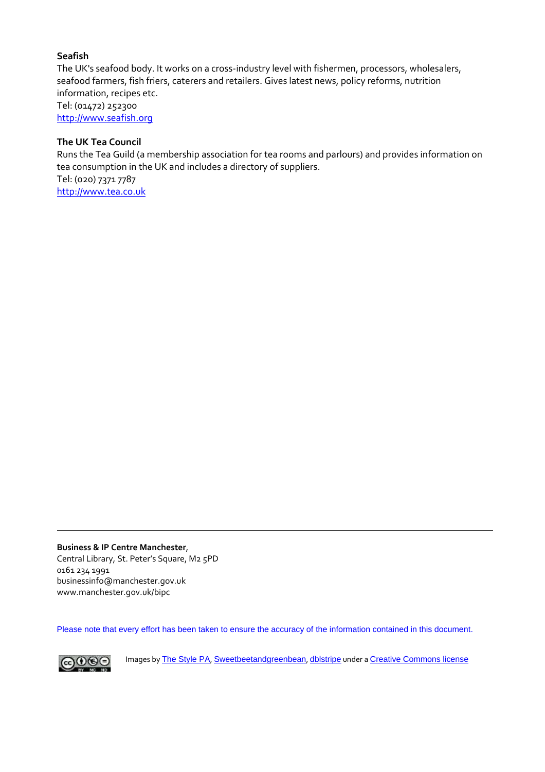**Seafish**

The UK's seafood body. It works on a cross-industry level with fishermen, processors, wholesalers, seafood farmers, fish friers, caterers and retailers. Gives latest news, policy reforms, nutrition information, recipes etc.

Tel: (01472) 252300

http://www.seafish.org

**The UK Tea Council**

Runs the Tea Guild (a membership association for tea rooms and parlours) and provides information on tea consumption in the UK and includes a directory of suppliers.

Tel: (020) 7371 7787

http://www.tea.co.uk

---

**Business & IP Centre Manchester**,
Central Library, St. Peter's Square, M2 5PD
0161 234 1991
businessinfo@manchester.gov.uk
www.manchester.gov.uk/bipc

Please note that every effort has been taken to ensure the accuracy of the information contained in this document.

Images by The Style PA, Sweetbeetandgreenbean, dblstripe under a Creative Commons license